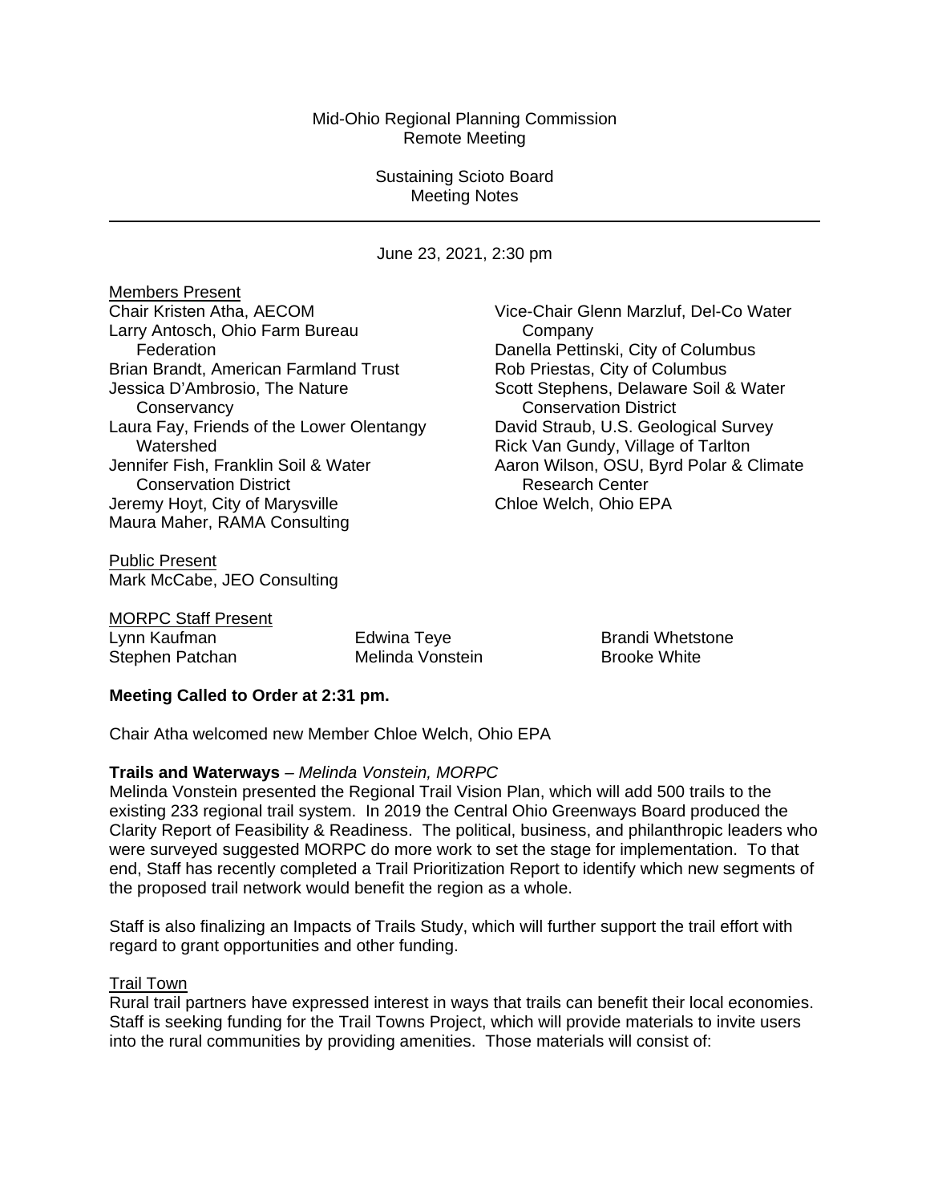Mid-Ohio Regional Planning Commission
Remote Meeting

Sustaining Scioto Board
Meeting Notes

---

June 23, 2021, 2:30 pm

Members Present

Chair Kristen Atha, AECOM
Larry Antosch, Ohio Farm Bureau Federation
Brian Brandt, American Farmland Trust
Jessica D'Ambrosio, The Nature Conservancy
Laura Fay, Friends of the Lower Olentangy Watershed
Jennifer Fish, Franklin Soil & Water Conservation District
Jeremy Hoyt, City of Marysville
Maura Maher, RAMA Consulting
Vice-Chair Glenn Marzluf, Del-Co Water Company
Danella Pettinski, City of Columbus
Rob Priestas, City of Columbus
Scott Stephens, Delaware Soil & Water Conservation District
David Straub, U.S. Geological Survey
Rick Van Gundy, Village of Tarlton
Aaron Wilson, OSU, Byrd Polar & Climate Research Center
Chloe Welch, Ohio EPA

Public Present

Mark McCabe, JEO Consulting

MORPC Staff Present

Lynn Kaufman
Stephen Patchan
Edwina Teye
Melinda Vonstein
Brandi Whetstone
Brooke White

**Meeting Called to Order at 2:31 pm.**

Chair Atha welcomed new Member Chloe Welch, Ohio EPA

**Trails and Waterways** – *Melinda Vonstein, MORPC*

Melinda Vonstein presented the Regional Trail Vision Plan, which will add 500 trails to the existing 233 regional trail system. In 2019 the Central Ohio Greenways Board produced the Clarity Report of Feasibility & Readiness. The political, business, and philanthropic leaders who were surveyed suggested MORPC do more work to set the stage for implementation. To that end, Staff has recently completed a Trail Prioritization Report to identify which new segments of the proposed trail network would benefit the region as a whole.

Staff is also finalizing an Impacts of Trails Study, which will further support the trail effort with regard to grant opportunities and other funding.

Trail Town

Rural trail partners have expressed interest in ways that trails can benefit their local economies. Staff is seeking funding for the Trail Towns Project, which will provide materials to invite users into the rural communities by providing amenities. Those materials will consist of: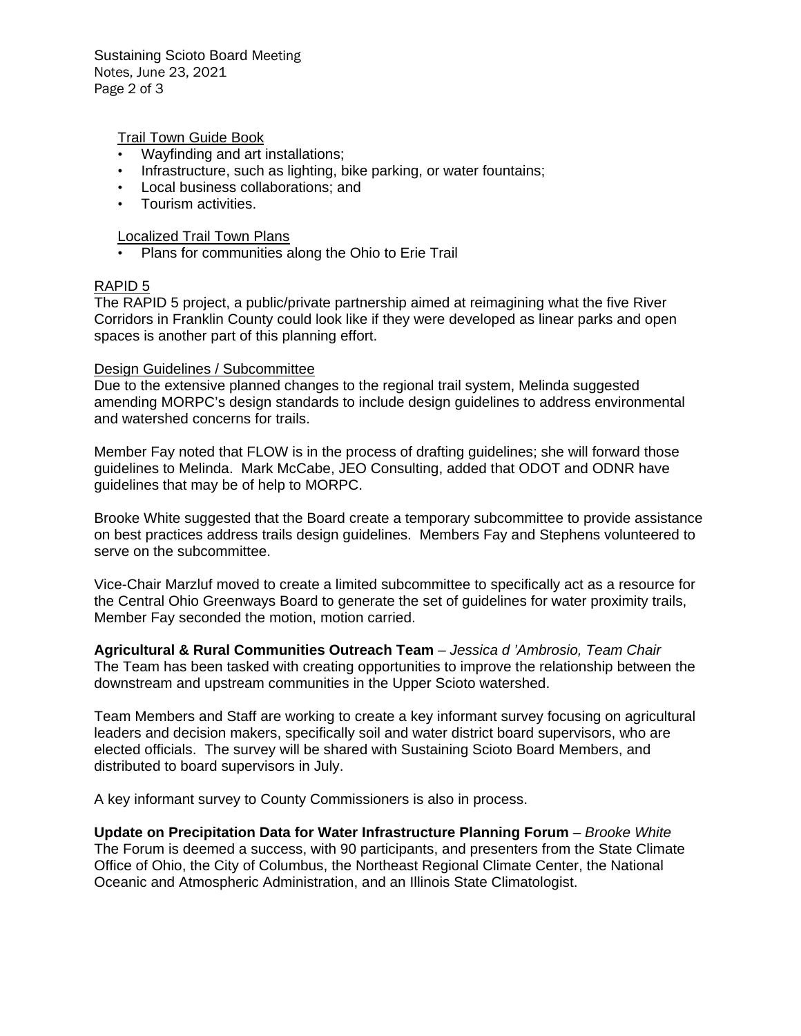Trail Town Guide Book

- Wayfinding and art installations;
- Infrastructure, such as lighting, bike parking, or water fountains;
- Local business collaborations; and
- Tourism activities.

Localized Trail Town Plans

- Plans for communities along the Ohio to Erie Trail

RAPID 5

The RAPID 5 project, a public/private partnership aimed at reimagining what the five River Corridors in Franklin County could look like if they were developed as linear parks and open spaces is another part of this planning effort.

Design Guidelines / Subcommittee

Due to the extensive planned changes to the regional trail system, Melinda suggested amending MORPC's design standards to include design guidelines to address environmental and watershed concerns for trails.

Member Fay noted that FLOW is in the process of drafting guidelines; she will forward those guidelines to Melinda. Mark McCabe, JEO Consulting, added that ODOT and ODNR have guidelines that may be of help to MORPC.

Brooke White suggested that the Board create a temporary subcommittee to provide assistance on best practices address trails design guidelines. Members Fay and Stephens volunteered to serve on the subcommittee.

Vice-Chair Marzluf moved to create a limited subcommittee to specifically act as a resource for the Central Ohio Greenways Board to generate the set of guidelines for water proximity trails, Member Fay seconded the motion, motion carried.

**Agricultural & Rural Communities Outreach Team** – *Jessica d 'Ambrosio, Team Chair*

The Team has been tasked with creating opportunities to improve the relationship between the downstream and upstream communities in the Upper Scioto watershed.

Team Members and Staff are working to create a key informant survey focusing on agricultural leaders and decision makers, specifically soil and water district board supervisors, who are elected officials. The survey will be shared with Sustaining Scioto Board Members, and distributed to board supervisors in July.

A key informant survey to County Commissioners is also in process.

**Update on Precipitation Data for Water Infrastructure Planning Forum** – *Brooke White*

The Forum is deemed a success, with 90 participants, and presenters from the State Climate Office of Ohio, the City of Columbus, the Northeast Regional Climate Center, the National Oceanic and Atmospheric Administration, and an Illinois State Climatologist.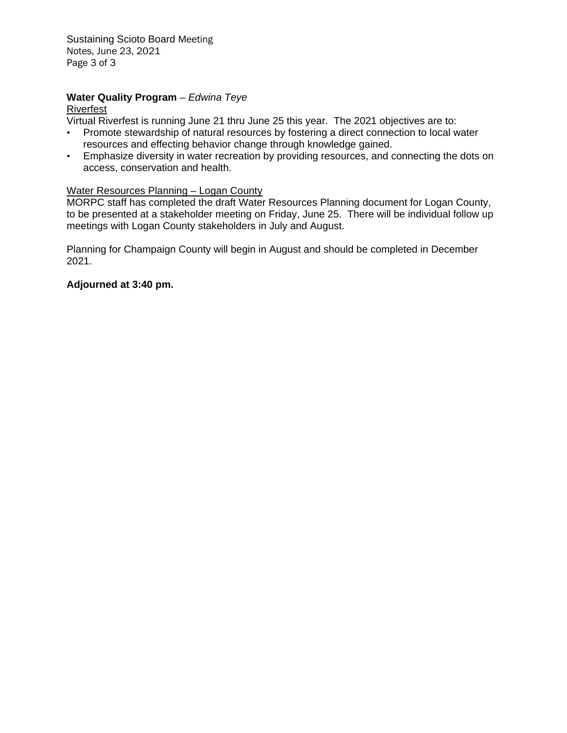**Water Quality Program** – *Edwina Teye*

Riverfest

Virtual Riverfest is running June 21 thru June 25 this year. The 2021 objectives are to:

- Promote stewardship of natural resources by fostering a direct connection to local water resources and effecting behavior change through knowledge gained.
- Emphasize diversity in water recreation by providing resources, and connecting the dots on access, conservation and health.

Water Resources Planning – Logan County

MORPC staff has completed the draft Water Resources Planning document for Logan County, to be presented at a stakeholder meeting on Friday, June 25. There will be individual follow up meetings with Logan County stakeholders in July and August.

Planning for Champaign County will begin in August and should be completed in December 2021.

**Adjourned at 3:40 pm.**